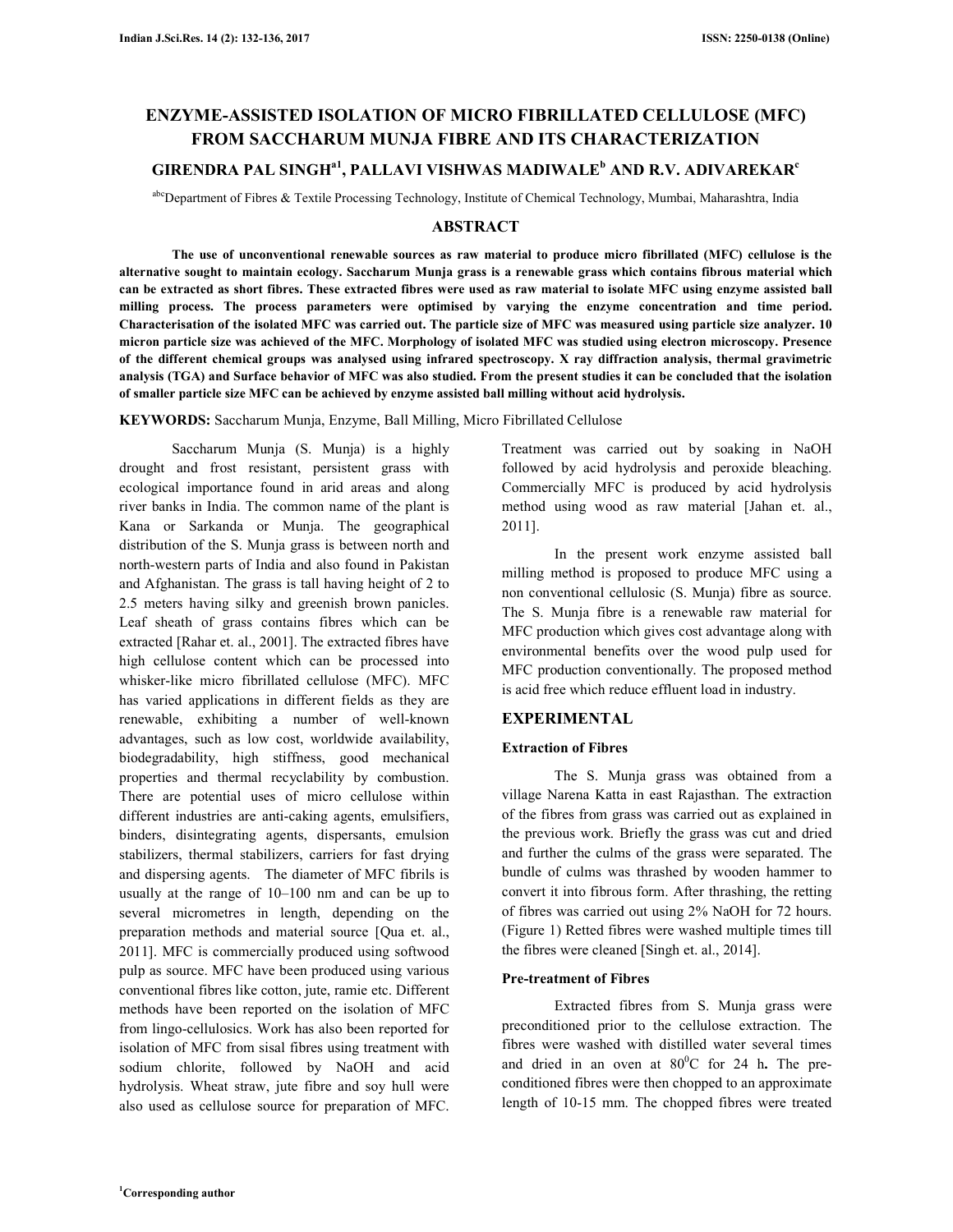# ENZYME-ASSISTED ISOLATION OF MICRO FIBRILLATED CELLULOSE (MFC) FROM SACCHARUM MUNJA FIBRE AND ITS CHARACTERIZATION

**GIRENDRA PAL SINGH[a1], PALLAVI VISHWAS MADIWALE[b] AND R.V. ADIVAREKAR[c]**

[abc]Department of Fibres & Textile Processing Technology, Institute of Chemical Technology, Mumbai, Maharashtra, India

## ABSTRACT

**The use of unconventional renewable sources as raw material to produce micro fibrillated (MFC) cellulose is the alternative sought to maintain ecology. Saccharum Munja grass is a renewable grass which contains fibrous material which can be extracted as short fibres. These extracted fibres were used as raw material to isolate MFC using enzyme assisted ball milling process. The process parameters were optimised by varying the enzyme concentration and time period. Characterisation of the isolated MFC was carried out. The particle size of MFC was measured using particle size analyzer. 10 micron particle size was achieved of the MFC. Morphology of isolated MFC was studied using electron microscopy. Presence of the different chemical groups was analysed using infrared spectroscopy. X ray diffraction analysis, thermal gravimetric analysis (TGA) and Surface behavior of MFC was also studied. From the present studies it can be concluded that the isolation of smaller particle size MFC can be achieved by enzyme assisted ball milling without acid hydrolysis.**

**KEYWORDS:** Saccharum Munja, Enzyme, Ball Milling, Micro Fibrillated Cellulose

Saccharum Munja (S. Munja) is a highly drought and frost resistant, persistent grass with ecological importance found in arid areas and along river banks in India. The common name of the plant is Kana or Sarkanda or Munja. The geographical distribution of the S. Munja grass is between north and north-western parts of India and also found in Pakistan and Afghanistan. The grass is tall having height of 2 to 2.5 meters having silky and greenish brown panicles. Leaf sheath of grass contains fibres which can be extracted [Rahar et. al., 2001]. The extracted fibres have high cellulose content which can be processed into whisker-like micro fibrillated cellulose (MFC). MFC has varied applications in different fields as they are renewable, exhibiting a number of well-known advantages, such as low cost, worldwide availability, biodegradability, high stiffness, good mechanical properties and thermal recyclability by combustion. There are potential uses of micro cellulose within different industries are anti-caking agents, emulsifiers, binders, disintegrating agents, dispersants, emulsion stabilizers, thermal stabilizers, carriers for fast drying and dispersing agents. The diameter of MFC fibrils is usually at the range of 10–100 nm and can be up to several micrometres in length, depending on the preparation methods and material source [Qua et. al., 2011]. MFC is commercially produced using softwood pulp as source. MFC have been produced using various conventional fibres like cotton, jute, ramie etc. Different methods have been reported on the isolation of MFC from lingo-cellulosics. Work has also been reported for isolation of MFC from sisal fibres using treatment with sodium chlorite, followed by NaOH and acid hydrolysis. Wheat straw, jute fibre and soy hull were also used as cellulose source for preparation of MFC. Treatment was carried out by soaking in NaOH followed by acid hydrolysis and peroxide bleaching. Commercially MFC is produced by acid hydrolysis method using wood as raw material [Jahan et. al., 2011].

In the present work enzyme assisted ball milling method is proposed to produce MFC using a non conventional cellulosic (S. Munja) fibre as source. The S. Munja fibre is a renewable raw material for MFC production which gives cost advantage along with environmental benefits over the wood pulp used for MFC production conventionally. The proposed method is acid free which reduce effluent load in industry.

## EXPERIMENTAL

### Extraction of Fibres

The S. Munja grass was obtained from a village Narena Katta in east Rajasthan. The extraction of the fibres from grass was carried out as explained in the previous work. Briefly the grass was cut and dried and further the culms of the grass were separated. The bundle of culms was thrashed by wooden hammer to convert it into fibrous form. After thrashing, the retting of fibres was carried out using 2% NaOH for 72 hours. (Figure 1) Retted fibres were washed multiple times till the fibres were cleaned [Singh et. al., 2014].

### Pre-treatment of Fibres

Extracted fibres from S. Munja grass were preconditioned prior to the cellulose extraction. The fibres were washed with distilled water several times and dried in an oven at $80^0$C for 24 h**.** The pre-conditioned fibres were then chopped to an approximate length of 10-15 mm. The chopped fibres were treated

[1]Corresponding author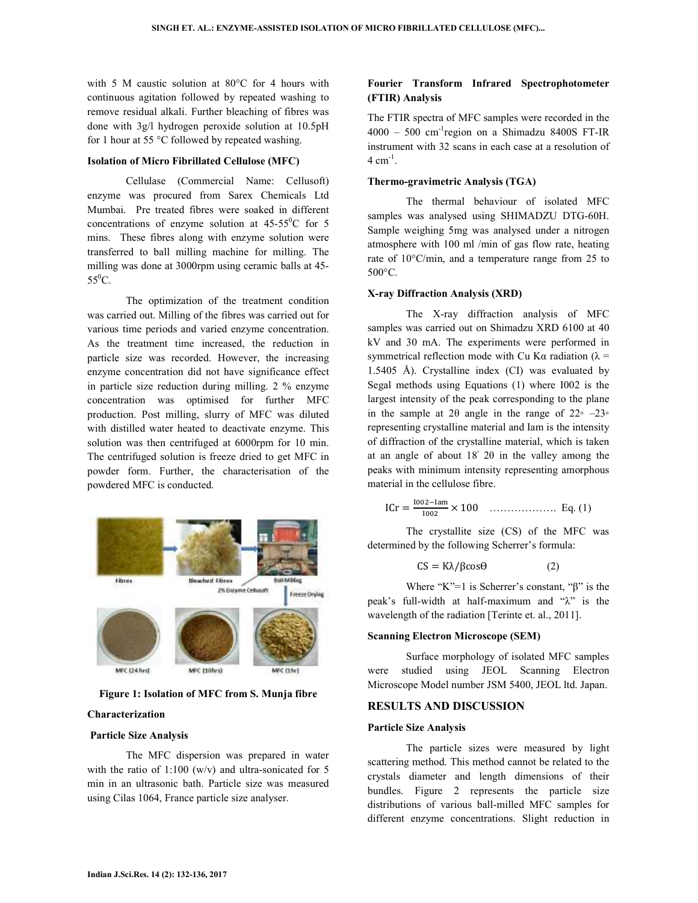with 5 M caustic solution at 80°C for 4 hours with continuous agitation followed by repeated washing to remove residual alkali. Further bleaching of fibres was done with 3g/l hydrogen peroxide solution at 10.5pH for 1 hour at 55 °C followed by repeated washing.

#### Isolation of Micro Fibrillated Cellulose (MFC)

Cellulase (Commercial Name: Cellusoft) enzyme was procured from Sarex Chemicals Ltd Mumbai. Pre treated fibres were soaked in different concentrations of enzyme solution at 45-55$^0$C for 5 mins. These fibres along with enzyme solution were transferred to ball milling machine for milling. The milling was done at 3000rpm using ceramic balls at 45-55$^0$C.

The optimization of the treatment condition was carried out. Milling of the fibres was carried out for various time periods and varied enzyme concentration. As the treatment time increased, the reduction in particle size was recorded. However, the increasing enzyme concentration did not have significance effect in particle size reduction during milling. 2 % enzyme concentration was optimised for further MFC production. Post milling, slurry of MFC was diluted with distilled water heated to deactivate enzyme. This solution was then centrifuged at 6000rpm for 10 min. The centrifuged solution is freeze dried to get MFC in powder form. Further, the characterisation of the powdered MFC is conducted.

**Figure 1: Isolation of MFC from S. Munja fibre**

#### Characterization

#### Particle Size Analysis

The MFC dispersion was prepared in water with the ratio of 1:100 (w/v) and ultra-sonicated for 5 min in an ultrasonic bath. Particle size was measured using Cilas 1064, France particle size analyser.

#### Fourier Transform Infrared Spectrophotometer (FTIR) Analysis

The FTIR spectra of MFC samples were recorded in the 4000 – 500 cm$^{-1}$region on a Shimadzu 8400S FT-IR instrument with 32 scans in each case at a resolution of 4 cm$^{-1}$.

#### Thermo-gravimetric Analysis (TGA)

The thermal behaviour of isolated MFC samples was analysed using SHIMADZU DTG-60H. Sample weighing 5mg was analysed under a nitrogen atmosphere with 100 ml /min of gas flow rate, heating rate of 10°C/min, and a temperature range from 25 to 500°C.

#### X-ray Diffraction Analysis (XRD)

The X-ray diffraction analysis of MFC samples was carried out on Shimadzu XRD 6100 at 40 kV and 30 mA. The experiments were performed in symmetrical reflection mode with Cu Kα radiation (λ = 1.5405 Å). Crystalline index (CI) was evaluated by Segal methods using Equations (1) where I002 is the largest intensity of the peak corresponding to the plane in the sample at 2θ angle in the range of 22◦ –23◦ representing crystalline material and Iam is the intensity of diffraction of the crystalline material, which is taken at an angle of about 18° 2θ in the valley among the peaks with minimum intensity representing amorphous material in the cellulose fibre.

$$\mathrm{ICr} = \frac{\mathrm{I002-Iam}}{\mathrm{I002}} \times 100 \quad \text{………………. Eq. (1)}$$

The crystallite size (CS) of the MFC was determined by the following Scherrer's formula:

$$\mathrm{CS} = \mathrm{K}\lambda/\beta\cos\theta \qquad (2)$$

Where "K"=1 is Scherrer's constant, "β" is the peak's full-width at half-maximum and "λ" is the wavelength of the radiation [Terinte et. al., 2011].

#### Scanning Electron Microscope (SEM)

Surface morphology of isolated MFC samples were studied using JEOL Scanning Electron Microscope Model number JSM 5400, JEOL ltd. Japan.

## RESULTS AND DISCUSSION

#### Particle Size Analysis

The particle sizes were measured by light scattering method. This method cannot be related to the crystals diameter and length dimensions of their bundles. Figure 2 represents the particle size distributions of various ball-milled MFC samples for different enzyme concentrations. Slight reduction in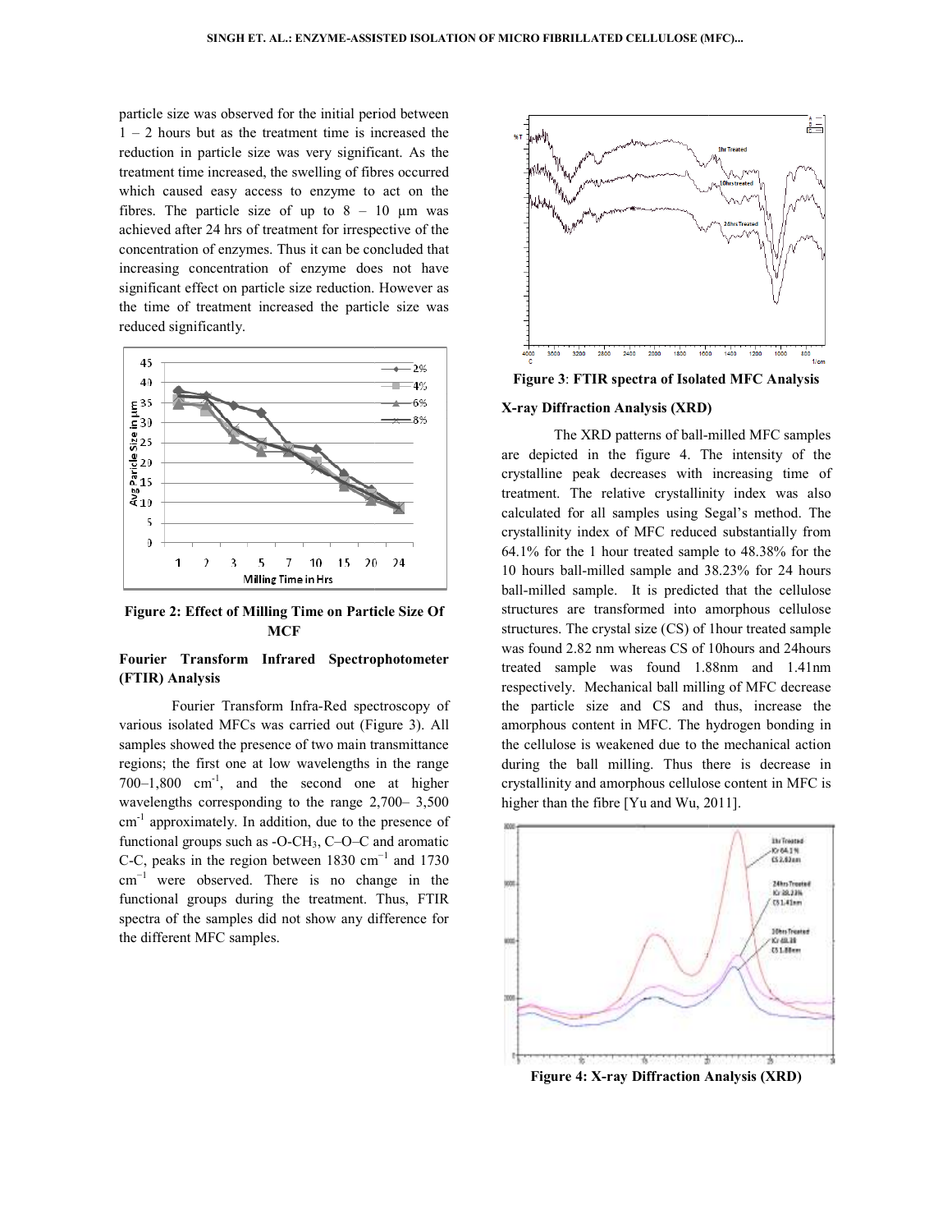particle size was observed for the initial period between 1 – 2 hours but as the treatment time is increased the reduction in particle size was very significant. As the treatment time increased, the swelling of fibres occurred which caused easy access to enzyme to act on the fibres. The particle size of up to 8 – 10 μm was achieved after 24 hrs of treatment for irrespective of the concentration of enzymes. Thus it can be concluded that increasing concentration of enzyme does not have significant effect on particle size reduction. However as the time of treatment increased the particle size was reduced significantly.

**Figure 2: Effect of Milling Time on Particle Size Of MCF**

### Fourier Transform Infrared Spectrophotometer (FTIR) Analysis

Fourier Transform Infra-Red spectroscopy of various isolated MFCs was carried out (Figure 3). All samples showed the presence of two main transmittance regions; the first one at low wavelengths in the range 700–1,800 $cm^{-1}$, and the second one at higher wavelengths corresponding to the range 2,700– 3,500 $cm^{-1}$ approximately. In addition, due to the presence of functional groups such as $-O-CH_3$, C–O–C and aromatic C-C, peaks in the region between 1830 $cm^{-1}$ and 1730 $cm^{-1}$ were observed. There is no change in the functional groups during the treatment. Thus, FTIR spectra of the samples did not show any difference for the different MFC samples.

**Figure 3**: **FTIR spectra of Isolated MFC Analysis**

### X-ray Diffraction Analysis (XRD)

The XRD patterns of ball-milled MFC samples are depicted in the figure 4. The intensity of the crystalline peak decreases with increasing time of treatment. The relative crystallinity index was also calculated for all samples using Segal's method. The crystallinity index of MFC reduced substantially from 64.1% for the 1 hour treated sample to 48.38% for the 10 hours ball-milled sample and 38.23% for 24 hours ball-milled sample. It is predicted that the cellulose structures are transformed into amorphous cellulose structures. The crystal size (CS) of 1hour treated sample was found 2.82 nm whereas CS of 10hours and 24hours treated sample was found 1.88nm and 1.41nm respectively. Mechanical ball milling of MFC decrease the particle size and CS and thus, increase the amorphous content in MFC. The hydrogen bonding in the cellulose is weakened due to the mechanical action during the ball milling. Thus there is decrease in crystallinity and amorphous cellulose content in MFC is higher than the fibre [Yu and Wu, 2011].

**Figure 4: X-ray Diffraction Analysis (XRD)**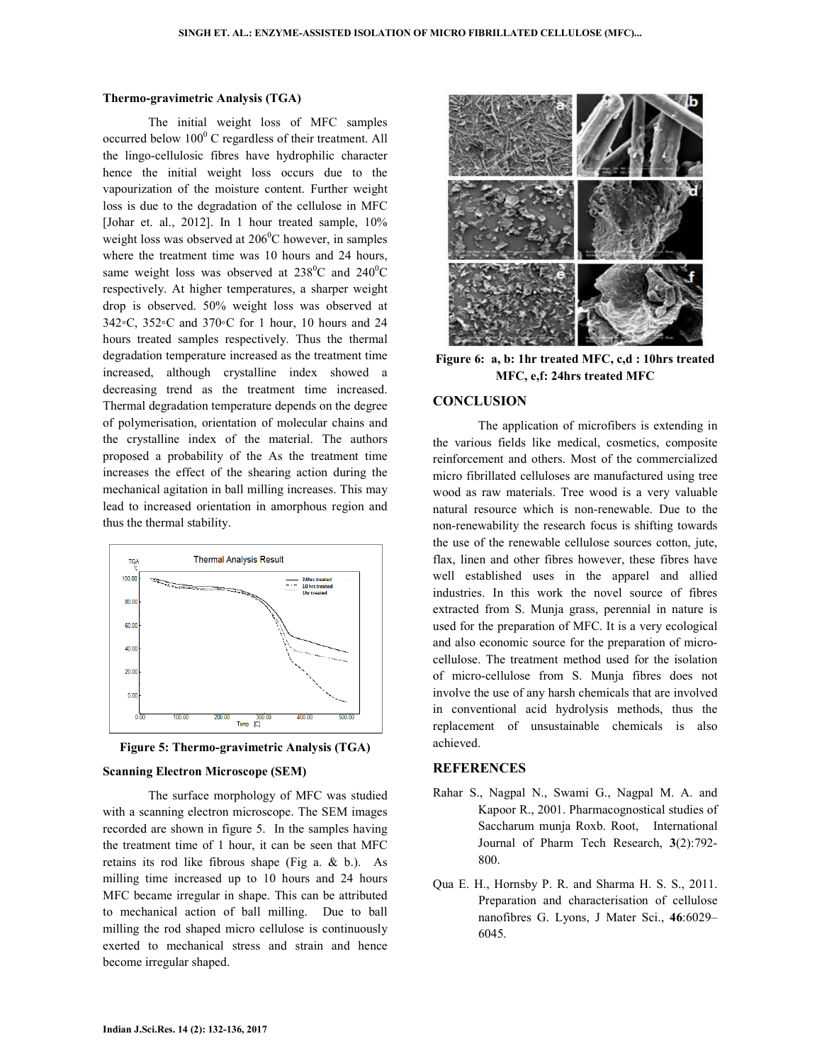### Thermo-gravimetric Analysis (TGA)

The initial weight loss of MFC samples occurred below $100^0$ C regardless of their treatment. All the lingo-cellulosic fibres have hydrophilic character hence the initial weight loss occurs due to the vapourization of the moisture content. Further weight loss is due to the degradation of the cellulose in MFC [Johar et. al., 2012]. In 1 hour treated sample, 10% weight loss was observed at $206^0$C however, in samples where the treatment time was 10 hours and 24 hours, same weight loss was observed at $238^0$C and $240^0$C respectively. At higher temperatures, a sharper weight drop is observed. 50% weight loss was observed at 342◦C, 352◦C and 370◦C for 1 hour, 10 hours and 24 hours treated samples respectively. Thus the thermal degradation temperature increased as the treatment time increased, although crystalline index showed a decreasing trend as the treatment time increased. Thermal degradation temperature depends on the degree of polymerisation, orientation of molecular chains and the crystalline index of the material. The authors proposed a probability of the As the treatment time increases the effect of the shearing action during the mechanical agitation in ball milling increases. This may lead to increased orientation in amorphous region and thus the thermal stability.

**Figure 5: Thermo-gravimetric Analysis (TGA)**

### Scanning Electron Microscope (SEM)

The surface morphology of MFC was studied with a scanning electron microscope. The SEM images recorded are shown in figure 5. In the samples having the treatment time of 1 hour, it can be seen that MFC retains its rod like fibrous shape (Fig a. & b.). As milling time increased up to 10 hours and 24 hours MFC became irregular in shape. This can be attributed to mechanical action of ball milling. Due to ball milling the rod shaped micro cellulose is continuously exerted to mechanical stress and strain and hence become irregular shaped.

**Figure 6: a, b: 1hr treated MFC, c,d : 10hrs treated MFC, e,f: 24hrs treated MFC**

## CONCLUSION

The application of microfibers is extending in the various fields like medical, cosmetics, composite reinforcement and others. Most of the commercialized micro fibrillated celluloses are manufactured using tree wood as raw materials. Tree wood is a very valuable natural resource which is non-renewable. Due to the non-renewability the research focus is shifting towards the use of the renewable cellulose sources cotton, jute, flax, linen and other fibres however, these fibres have well established uses in the apparel and allied industries. In this work the novel source of fibres extracted from S. Munja grass, perennial in nature is used for the preparation of MFC. It is a very ecological and also economic source for the preparation of micro-cellulose. The treatment method used for the isolation of micro-cellulose from S. Munja fibres does not involve the use of any harsh chemicals that are involved in conventional acid hydrolysis methods, thus the replacement of unsustainable chemicals is also achieved.

## REFERENCES

Rahar S., Nagpal N., Swami G., Nagpal M. A. and Kapoor R., 2001. Pharmacognostical studies of Saccharum munja Roxb. Root, International Journal of Pharm Tech Research, **3**(2):792-800.

Qua E. H., Hornsby P. R. and Sharma H. S. S., 2011. Preparation and characterisation of cellulose nanofibres G. Lyons, J Mater Sci., **46**:6029–6045.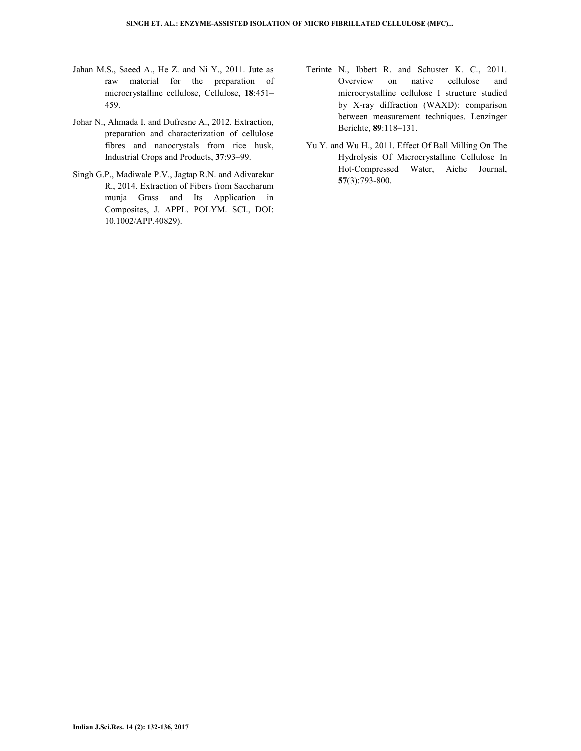Jahan M.S., Saeed A., He Z. and Ni Y., 2011. Jute as raw material for the preparation of microcrystalline cellulose, Cellulose, **18**:451–459.

Johar N., Ahmada I. and Dufresne A., 2012. Extraction, preparation and characterization of cellulose fibres and nanocrystals from rice husk, Industrial Crops and Products, **37**:93–99.

Singh G.P., Madiwale P.V., Jagtap R.N. and Adivarekar R., 2014. Extraction of Fibers from Saccharum munja Grass and Its Application in Composites, J. APPL. POLYM. SCI., DOI: 10.1002/APP.40829).

Terinte N., Ibbett R. and Schuster K. C., 2011. Overview on native cellulose and microcrystalline cellulose I structure studied by X-ray diffraction (WAXD): comparison between measurement techniques. Lenzinger Berichte, **89**:118–131.

Yu Y. and Wu H., 2011. Effect Of Ball Milling On The Hydrolysis Of Microcrystalline Cellulose In Hot-Compressed Water, Aiche Journal, **57**(3):793-800.